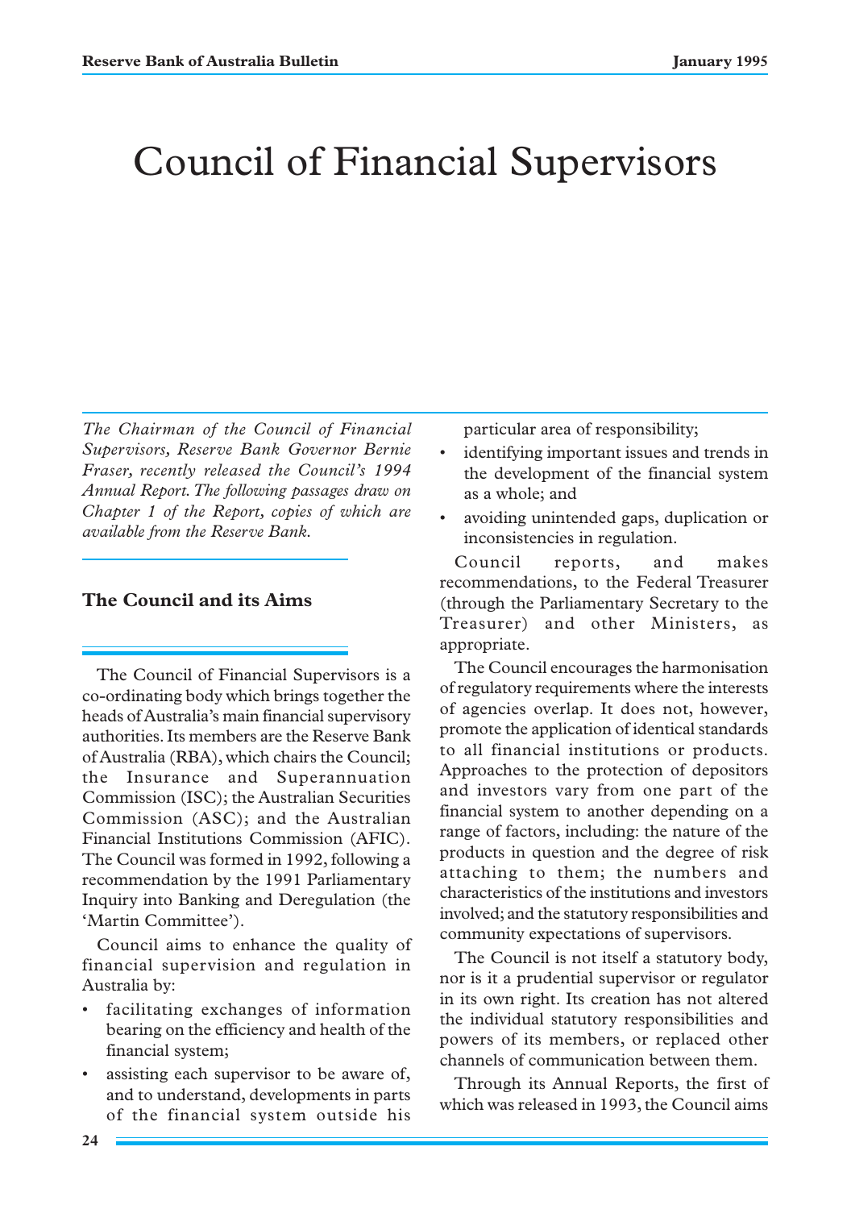# Council of Financial Supervisors

*The Chairman of the Council of Financial Supervisors, Reserve Bank Governor Bernie Fraser, recently released the Council's 1994 Annual Report. The following passages draw on Chapter 1 of the Report, copies of which are available from the Reserve Bank.*

## The Council and its Aims

The Council of Financial Supervisors is a co-ordinating body which brings together the heads of Australia's main financial supervisory authorities. Its members are the Reserve Bank of Australia (RBA), which chairs the Council; the Insurance and Superannuation Commission (ISC); the Australian Securities Commission (ASC); and the Australian Financial Institutions Commission (AFIC). The Council was formed in 1992, following a recommendation by the 1991 Parliamentary Inquiry into Banking and Deregulation (the 'Martin Committee').

Council aims to enhance the quality of financial supervision and regulation in Australia by:

- facilitating exchanges of information bearing on the efficiency and health of the financial system;
- assisting each supervisor to be aware of, and to understand, developments in parts of the financial system outside his particular area of responsibility;
- identifying important issues and trends in the development of the financial system as a whole; and
- avoiding unintended gaps, duplication or inconsistencies in regulation.

Council reports, and makes recommendations, to the Federal Treasurer (through the Parliamentary Secretary to the Treasurer) and other Ministers, as appropriate.

The Council encourages the harmonisation of regulatory requirements where the interests of agencies overlap. It does not, however, promote the application of identical standards to all financial institutions or products. Approaches to the protection of depositors and investors vary from one part of the financial system to another depending on a range of factors, including: the nature of the products in question and the degree of risk attaching to them; the numbers and characteristics of the institutions and investors involved; and the statutory responsibilities and community expectations of supervisors.

The Council is not itself a statutory body, nor is it a prudential supervisor or regulator in its own right. Its creation has not altered the individual statutory responsibilities and powers of its members, or replaced other channels of communication between them.

Through its Annual Reports, the first of which was released in 1993, the Council aims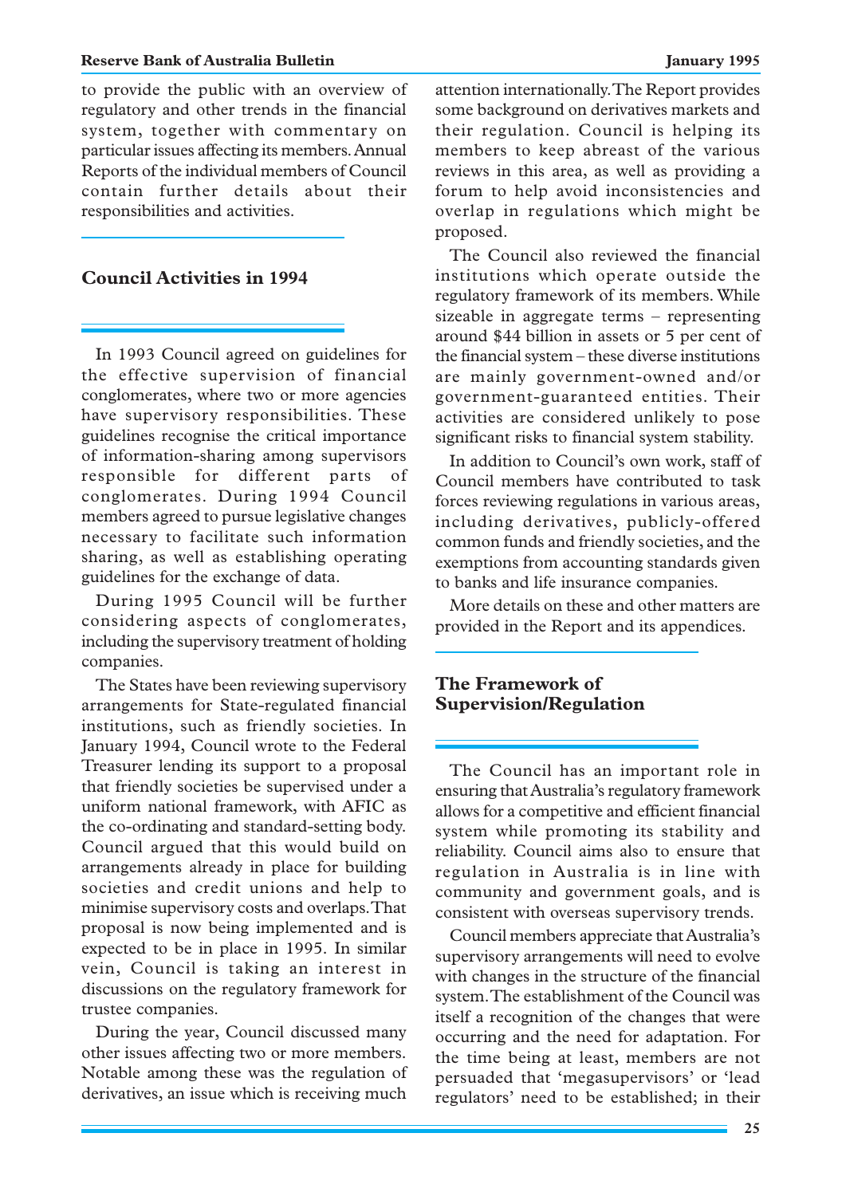to provide the public with an overview of regulatory and other trends in the financial system, together with commentary on particular issues affecting its members. Annual Reports of the individual members of Council contain further details about their responsibilities and activities.

## Council Activities in 1994

In 1993 Council agreed on guidelines for the effective supervision of financial conglomerates, where two or more agencies have supervisory responsibilities. These guidelines recognise the critical importance of information-sharing among supervisors responsible for different parts of conglomerates. During 1994 Council members agreed to pursue legislative changes necessary to facilitate such information sharing, as well as establishing operating guidelines for the exchange of data.

During 1995 Council will be further considering aspects of conglomerates, including the supervisory treatment of holding companies.

The States have been reviewing supervisory arrangements for State-regulated financial institutions, such as friendly societies. In January 1994, Council wrote to the Federal Treasurer lending its support to a proposal that friendly societies be supervised under a uniform national framework, with AFIC as the co-ordinating and standard-setting body. Council argued that this would build on arrangements already in place for building societies and credit unions and help to minimise supervisory costs and overlaps. That proposal is now being implemented and is expected to be in place in 1995. In similar vein, Council is taking an interest in discussions on the regulatory framework for trustee companies.

During the year, Council discussed many other issues affecting two or more members. Notable among these was the regulation of derivatives, an issue which is receiving much attention internationally. The Report provides some background on derivatives markets and their regulation. Council is helping its members to keep abreast of the various reviews in this area, as well as providing a forum to help avoid inconsistencies and overlap in regulations which might be proposed.

The Council also reviewed the financial institutions which operate outside the regulatory framework of its members. While sizeable in aggregate terms – representing around $44 billion in assets or 5 per cent of the financial system – these diverse institutions are mainly government-owned and/or government-guaranteed entities. Their activities are considered unlikely to pose significant risks to financial system stability.

In addition to Council's own work, staff of Council members have contributed to task forces reviewing regulations in various areas, including derivatives, publicly-offered common funds and friendly societies, and the exemptions from accounting standards given to banks and life insurance companies.

More details on these and other matters are provided in the Report and its appendices.

## The Framework of Supervision/Regulation

The Council has an important role in ensuring that Australia's regulatory framework allows for a competitive and efficient financial system while promoting its stability and reliability. Council aims also to ensure that regulation in Australia is in line with community and government goals, and is consistent with overseas supervisory trends.

Council members appreciate that Australia's supervisory arrangements will need to evolve with changes in the structure of the financial system. The establishment of the Council was itself a recognition of the changes that were occurring and the need for adaptation. For the time being at least, members are not persuaded that 'megasupervisors' or 'lead regulators' need to be established; in their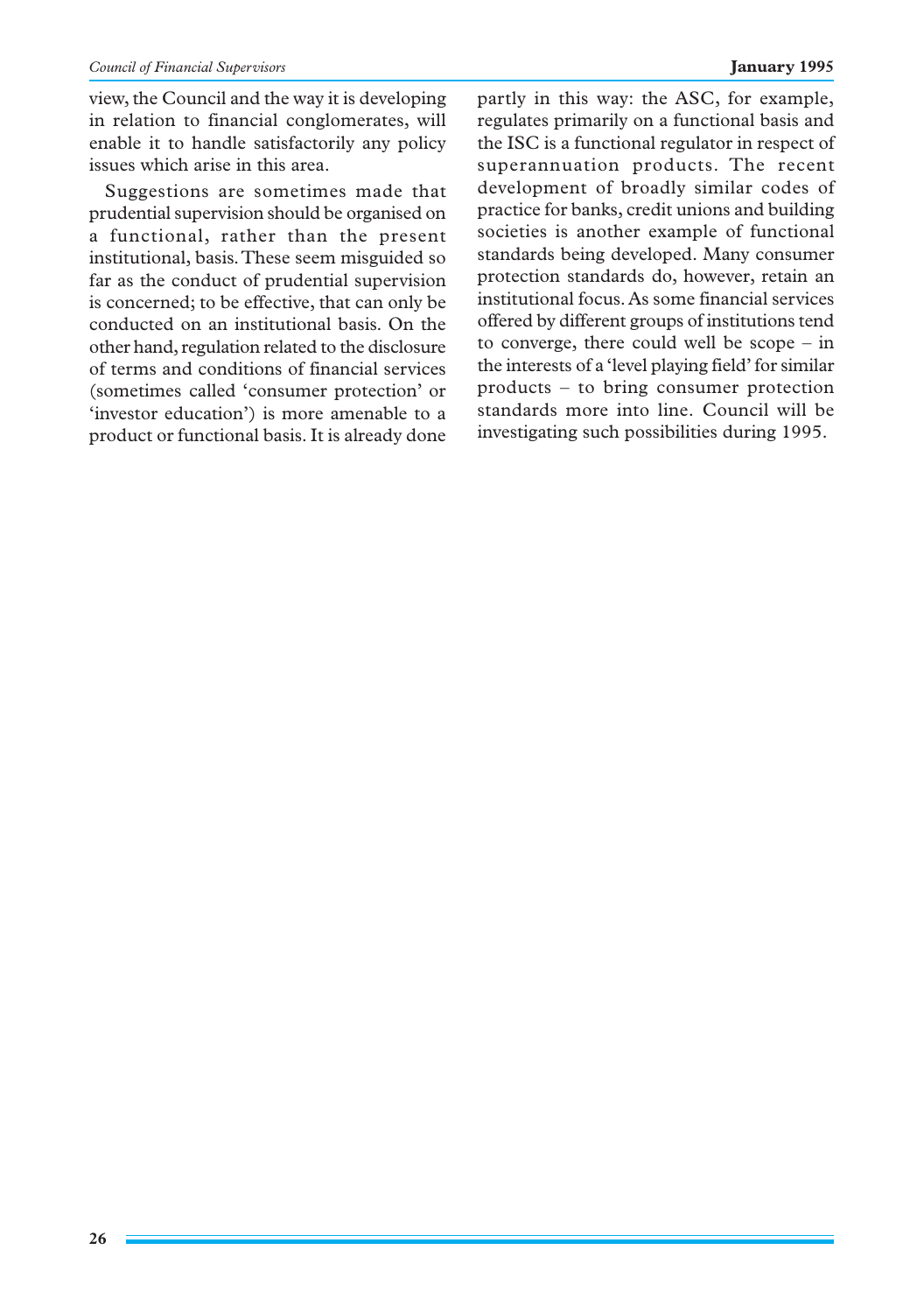view, the Council and the way it is developing in relation to financial conglomerates, will enable it to handle satisfactorily any policy issues which arise in this area.

Suggestions are sometimes made that prudential supervision should be organised on a functional, rather than the present institutional, basis. These seem misguided so far as the conduct of prudential supervision is concerned; to be effective, that can only be conducted on an institutional basis. On the other hand, regulation related to the disclosure of terms and conditions of financial services (sometimes called 'consumer protection' or 'investor education') is more amenable to a product or functional basis. It is already done partly in this way: the ASC, for example, regulates primarily on a functional basis and the ISC is a functional regulator in respect of superannuation products. The recent development of broadly similar codes of practice for banks, credit unions and building societies is another example of functional standards being developed. Many consumer protection standards do, however, retain an institutional focus. As some financial services offered by different groups of institutions tend to converge, there could well be scope – in the interests of a 'level playing field' for similar products – to bring consumer protection standards more into line. Council will be investigating such possibilities during 1995.